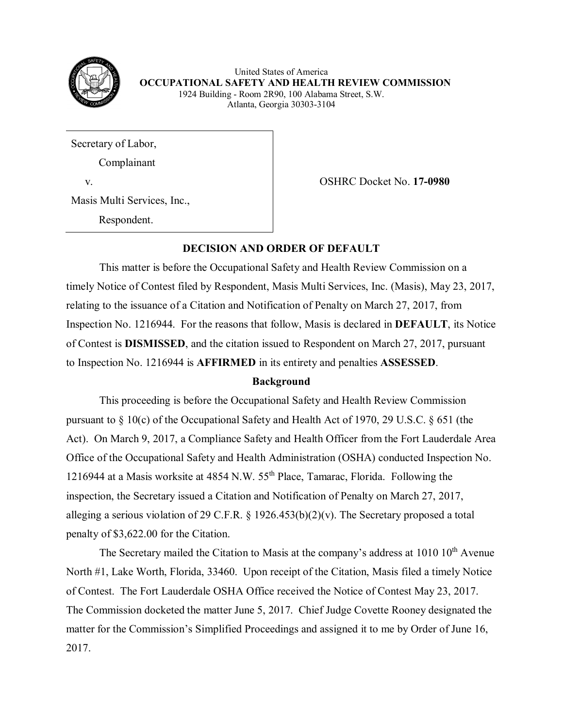United States of America
**OCCUPATIONAL SAFETY AND HEALTH REVIEW COMMISSION**
1924 Building - Room 2R90, 100 Alabama Street, S.W.
Atlanta, Georgia 30303-3104

| | |
|---|---|
| Secretary of Labor,<br>Complainant<br>v.<br>Masis Multi Services, Inc.,<br>Respondent. | OSHRC Docket No. **17-0980** |

## DECISION AND ORDER OF DEFAULT

This matter is before the Occupational Safety and Health Review Commission on a timely Notice of Contest filed by Respondent, Masis Multi Services, Inc. (Masis), May 23, 2017, relating to the issuance of a Citation and Notification of Penalty on March 27, 2017, from Inspection No. 1216944. For the reasons that follow, Masis is declared in **DEFAULT**, its Notice of Contest is **DISMISSED**, and the citation issued to Respondent on March 27, 2017, pursuant to Inspection No. 1216944 is **AFFIRMED** in its entirety and penalties **ASSESSED**.

### Background

This proceeding is before the Occupational Safety and Health Review Commission pursuant to § 10(c) of the Occupational Safety and Health Act of 1970, 29 U.S.C. § 651 (the Act). On March 9, 2017, a Compliance Safety and Health Officer from the Fort Lauderdale Area Office of the Occupational Safety and Health Administration (OSHA) conducted Inspection No. 1216944 at a Masis worksite at 4854 N.W. 55th Place, Tamarac, Florida. Following the inspection, the Secretary issued a Citation and Notification of Penalty on March 27, 2017, alleging a serious violation of 29 C.F.R. § 1926.453(b)(2)(v). The Secretary proposed a total penalty of $3,622.00 for the Citation.

The Secretary mailed the Citation to Masis at the company's address at 1010 10th Avenue North #1, Lake Worth, Florida, 33460. Upon receipt of the Citation, Masis filed a timely Notice of Contest. The Fort Lauderdale OSHA Office received the Notice of Contest May 23, 2017. The Commission docketed the matter June 5, 2017. Chief Judge Covette Rooney designated the matter for the Commission's Simplified Proceedings and assigned it to me by Order of June 16, 2017.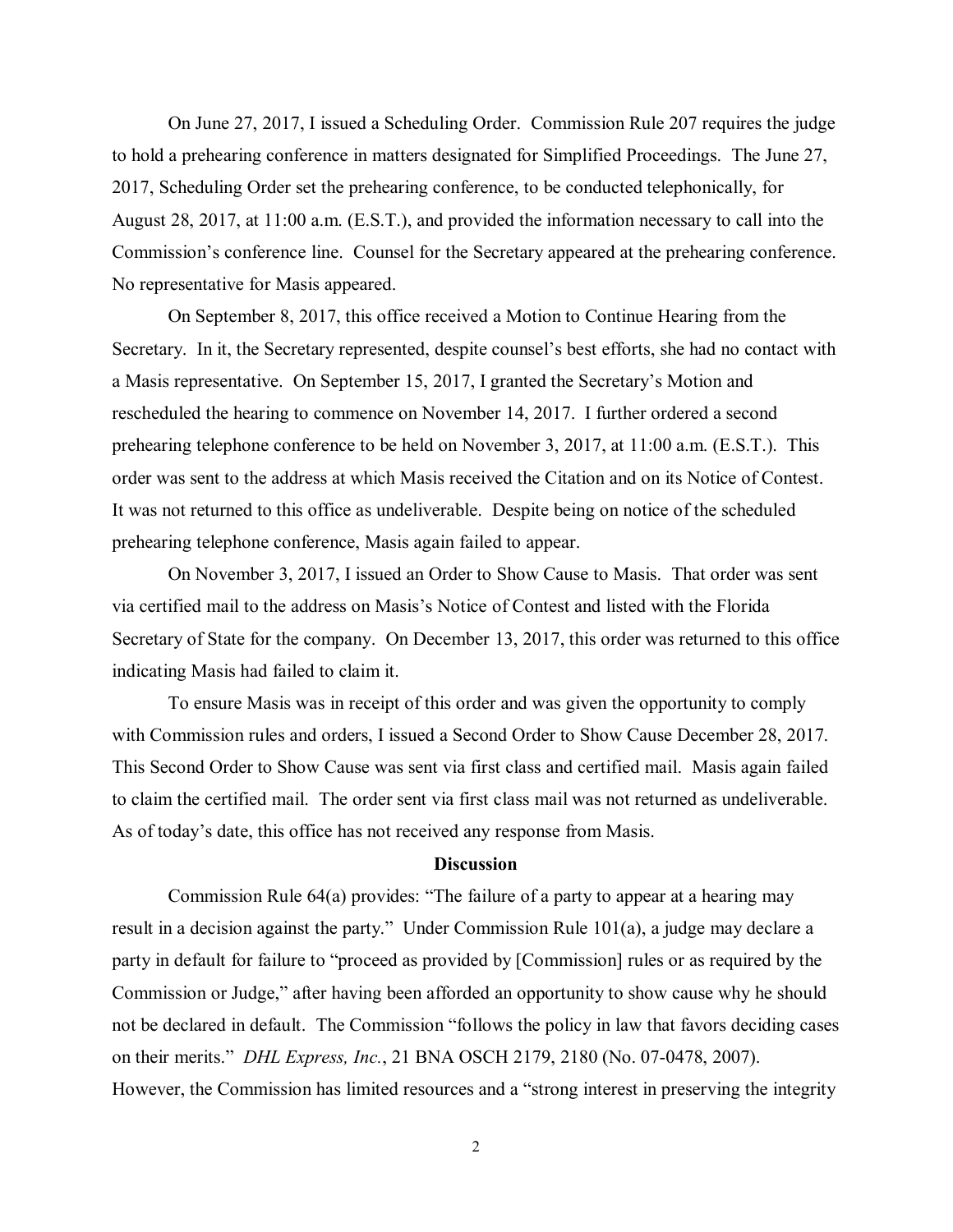On June 27, 2017, I issued a Scheduling Order. Commission Rule 207 requires the judge to hold a prehearing conference in matters designated for Simplified Proceedings. The June 27, 2017, Scheduling Order set the prehearing conference, to be conducted telephonically, for August 28, 2017, at 11:00 a.m. (E.S.T.), and provided the information necessary to call into the Commission's conference line. Counsel for the Secretary appeared at the prehearing conference. No representative for Masis appeared.

On September 8, 2017, this office received a Motion to Continue Hearing from the Secretary. In it, the Secretary represented, despite counsel's best efforts, she had no contact with a Masis representative. On September 15, 2017, I granted the Secretary's Motion and rescheduled the hearing to commence on November 14, 2017. I further ordered a second prehearing telephone conference to be held on November 3, 2017, at 11:00 a.m. (E.S.T.). This order was sent to the address at which Masis received the Citation and on its Notice of Contest. It was not returned to this office as undeliverable. Despite being on notice of the scheduled prehearing telephone conference, Masis again failed to appear.

On November 3, 2017, I issued an Order to Show Cause to Masis. That order was sent via certified mail to the address on Masis's Notice of Contest and listed with the Florida Secretary of State for the company. On December 13, 2017, this order was returned to this office indicating Masis had failed to claim it.

To ensure Masis was in receipt of this order and was given the opportunity to comply with Commission rules and orders, I issued a Second Order to Show Cause December 28, 2017. This Second Order to Show Cause was sent via first class and certified mail. Masis again failed to claim the certified mail. The order sent via first class mail was not returned as undeliverable. As of today's date, this office has not received any response from Masis.

**Discussion**

Commission Rule 64(a) provides: "The failure of a party to appear at a hearing may result in a decision against the party." Under Commission Rule 101(a), a judge may declare a party in default for failure to "proceed as provided by [Commission] rules or as required by the Commission or Judge," after having been afforded an opportunity to show cause why he should not be declared in default. The Commission "follows the policy in law that favors deciding cases on their merits." *DHL Express, Inc.*, 21 BNA OSCH 2179, 2180 (No. 07-0478, 2007). However, the Commission has limited resources and a "strong interest in preserving the integrity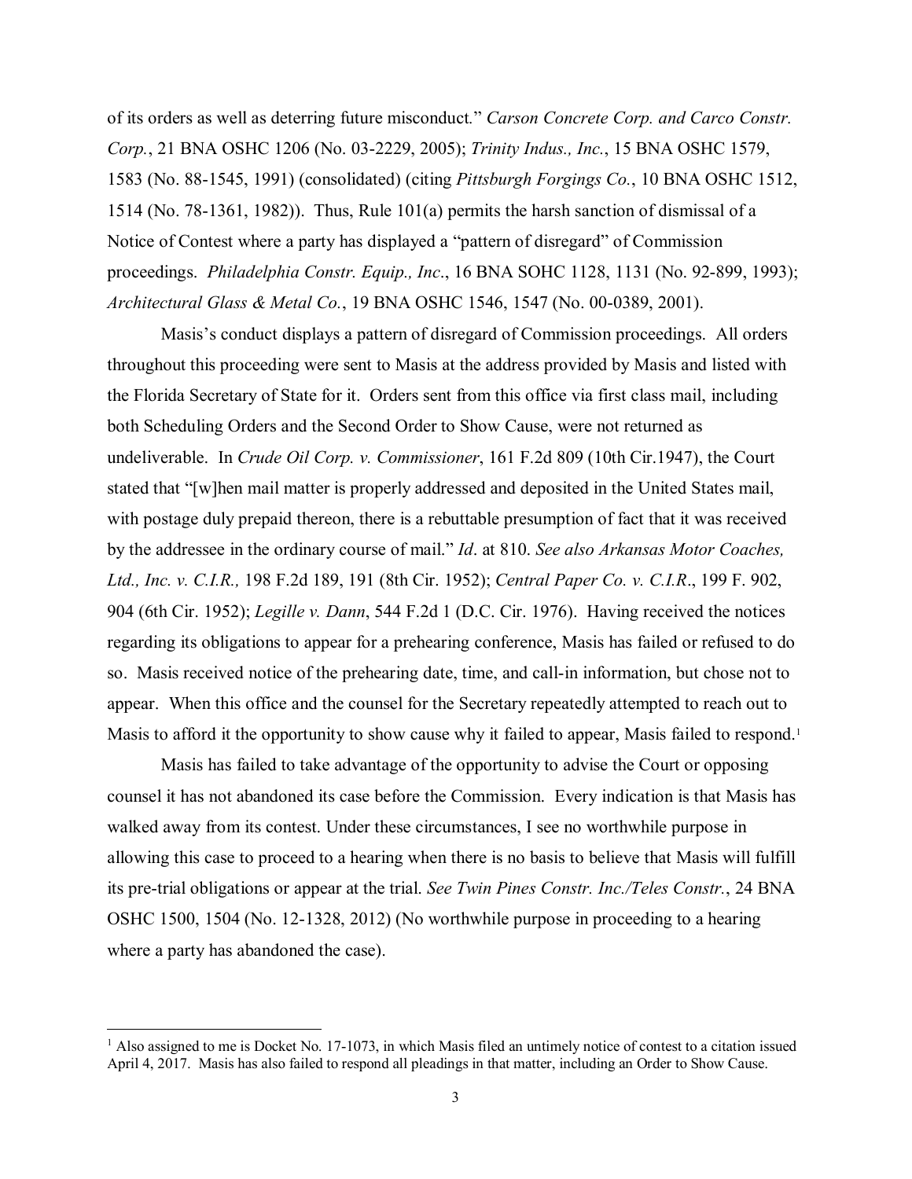of its orders as well as deterring future misconduct." *Carson Concrete Corp. and Carco Constr. Corp.*, 21 BNA OSHC 1206 (No. 03-2229, 2005); *Trinity Indus., Inc.*, 15 BNA OSHC 1579, 1583 (No. 88-1545, 1991) (consolidated) (citing *Pittsburgh Forgings Co.*, 10 BNA OSHC 1512, 1514 (No. 78-1361, 1982)). Thus, Rule 101(a) permits the harsh sanction of dismissal of a Notice of Contest where a party has displayed a "pattern of disregard" of Commission proceedings. *Philadelphia Constr. Equip., Inc*., 16 BNA SOHC 1128, 1131 (No. 92-899, 1993); *Architectural Glass & Metal Co.*, 19 BNA OSHC 1546, 1547 (No. 00-0389, 2001).

Masis's conduct displays a pattern of disregard of Commission proceedings. All orders throughout this proceeding were sent to Masis at the address provided by Masis and listed with the Florida Secretary of State for it. Orders sent from this office via first class mail, including both Scheduling Orders and the Second Order to Show Cause, were not returned as undeliverable. In *Crude Oil Corp. v. Commissioner*, 161 F.2d 809 (10th Cir.1947), the Court stated that "[w]hen mail matter is properly addressed and deposited in the United States mail, with postage duly prepaid thereon, there is a rebuttable presumption of fact that it was received by the addressee in the ordinary course of mail." *Id*. at 810. *See also Arkansas Motor Coaches, Ltd., Inc. v. C.I.R.,* 198 F.2d 189, 191 (8th Cir. 1952); *Central Paper Co. v. C.I.R*., 199 F. 902, 904 (6th Cir. 1952); *Legille v. Dann*, 544 F.2d 1 (D.C. Cir. 1976). Having received the notices regarding its obligations to appear for a prehearing conference, Masis has failed or refused to do so. Masis received notice of the prehearing date, time, and call-in information, but chose not to appear. When this office and the counsel for the Secretary repeatedly attempted to reach out to Masis to afford it the opportunity to show cause why it failed to appear, Masis failed to respond.[1]

Masis has failed to take advantage of the opportunity to advise the Court or opposing counsel it has not abandoned its case before the Commission. Every indication is that Masis has walked away from its contest. Under these circumstances, I see no worthwhile purpose in allowing this case to proceed to a hearing when there is no basis to believe that Masis will fulfill its pre-trial obligations or appear at the trial. *See Twin Pines Constr. Inc./Teles Constr.*, 24 BNA OSHC 1500, 1504 (No. 12-1328, 2012) (No worthwhile purpose in proceeding to a hearing where a party has abandoned the case).

---

[1] Also assigned to me is Docket No. 17-1073, in which Masis filed an untimely notice of contest to a citation issued April 4, 2017. Masis has also failed to respond all pleadings in that matter, including an Order to Show Cause.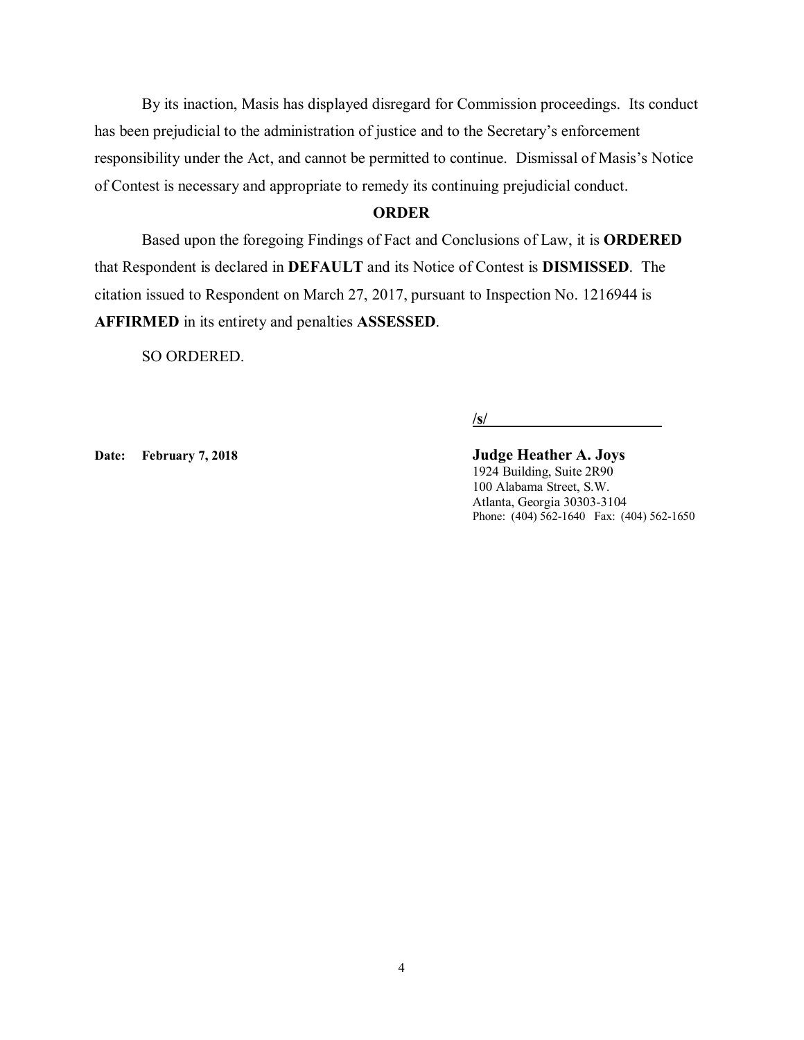By its inaction, Masis has displayed disregard for Commission proceedings. Its conduct has been prejudicial to the administration of justice and to the Secretary's enforcement responsibility under the Act, and cannot be permitted to continue. Dismissal of Masis's Notice of Contest is necessary and appropriate to remedy its continuing prejudicial conduct.

## ORDER

Based upon the foregoing Findings of Fact and Conclusions of Law, it is **ORDERED** that Respondent is declared in **DEFAULT** and its Notice of Contest is **DISMISSED**. The citation issued to Respondent on March 27, 2017, pursuant to Inspection No. 1216944 is **AFFIRMED** in its entirety and penalties **ASSESSED**.

SO ORDERED.

**/s/**

**Date: February 7, 2018**

**Judge Heather A. Joys**
1924 Building, Suite 2R90
100 Alabama Street, S.W.
Atlanta, Georgia 30303-3104
Phone: (404) 562-1640 Fax: (404) 562-1650